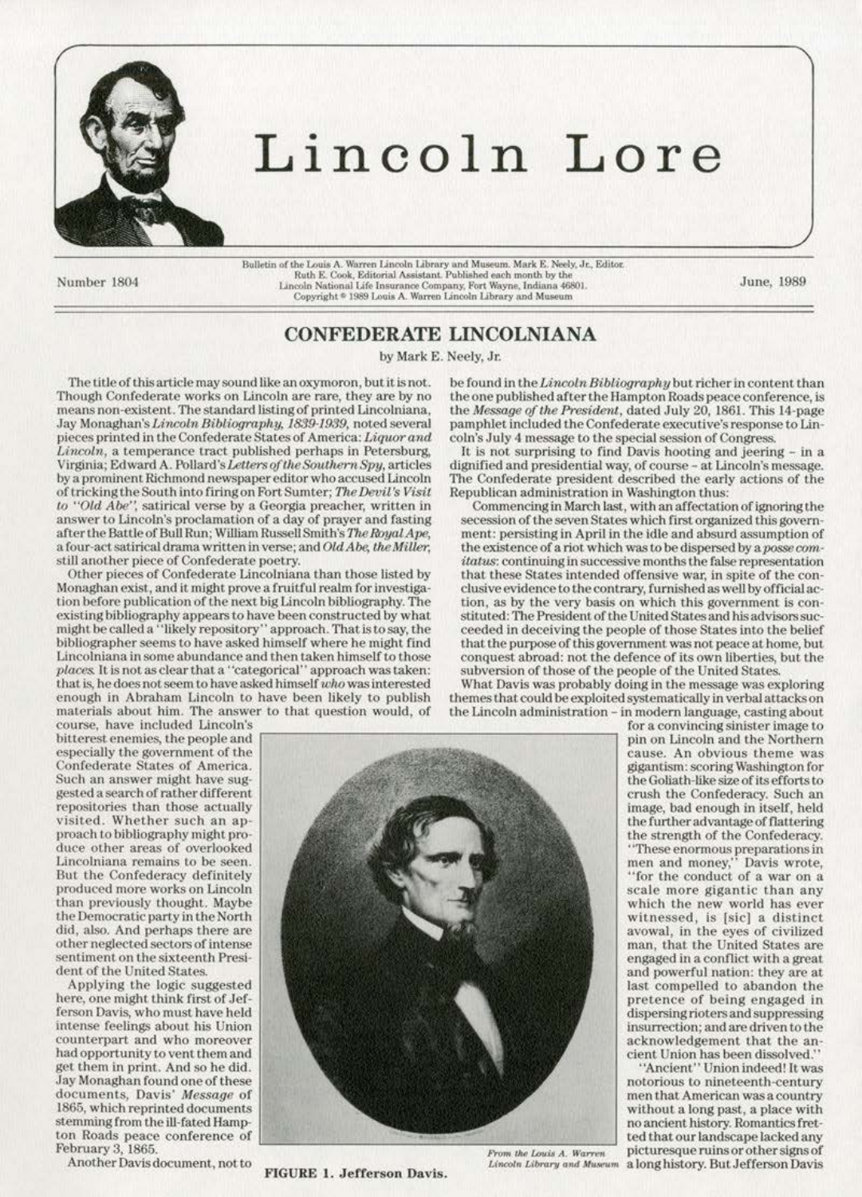# Lincoln Lore

Number 1804

Bulletin of the Louis A. Warren Lincoln Library and Museum. Mark E. Neely, Jr., Editor. Ruth E. Cook, Editorial Assistant. Published each month by the Lincoln National Life Insurance Company, Fort Wayne, Indiana 46801. Copyright © 1989 Louis A. Warren Lincoln Library and Museum

June, 1989

## CONFEDERATE LINCOLNIANA

by Mark E. Neely, Jr.

The title of this article may sound like an oxymoron, but it is not. Though Confederate works on Lincoln are rare, they are by no means non-existent. The standard listing of printed Lincolniana, Jay Monaghan's *Lincoln Bibliography, 1839-1939*, noted several pieces printed in the Confederate States of America: *Liquor and Lincoln*, a temperance tract published perhaps in Petersburg, Virginia; Edward A. Pollard's *Letters of the Southern Spy*, articles by a prominent Richmond newspaper editor who accused Lincoln of tricking the South into firing on Fort Sumter; *The Devil's Visit to "Old Abe"*, satirical verse by a Georgia preacher, written in answer to Lincoln's proclamation of a day of prayer and fasting after the Battle of Bull Run; William Russell Smith's *The Royal Ape*, a four-act satirical drama written in verse; and *Old Abe, the Miller*, still another piece of Confederate poetry.

Other pieces of Confederate Lincolniana than those listed by Monaghan exist, and it might prove a fruitful realm for investigation before publication of the next big Lincoln bibliography. The existing bibliography appears to have been constructed by what might be called a "likely repository" approach. That is to say, the bibliographer seems to have asked himself where he might find Lincolniana in some abundance and then taken himself to those *places*. It is not as clear that a "categorical" approach was taken: that is, he does not seem to have asked himself *who* was interested enough in Abraham Lincoln to have been likely to publish materials about him. The answer to that question would, of course, have included Lincoln's bitterest enemies, the people and especially the government of the Confederate States of America. Such an answer might have suggested a search of rather different repositories than those actually visited. Whether such an approach to bibliography might produce other areas of overlooked Lincolniana remains to be seen. But the Confederacy definitely produced more works on Lincoln than previously thought. Maybe the Democratic party in the North did, also. And perhaps there are other neglected sectors of intense sentiment on the sixteenth President of the United States.

Applying the logic suggested here, one might think first of Jefferson Davis, who must have held intense feelings about his Union counterpart and who moreover had opportunity to vent them and get them in print. And so he did. Jay Monaghan found one of these documents, Davis' *Message* of 1865, which reprinted documents stemming from the ill-fated Hampton Roads peace conference of February 3, 1865.

Another Davis document, not to be found in the *Lincoln Bibliography* but richer in content than the one published after the Hampton Roads peace conference, is the *Message of the President*, dated July 20, 1861. This 14-page pamphlet included the Confederate executive's response to Lincoln's July 4 message to the special session of Congress.

It is not surprising to find Davis hooting and jeering – in a dignified and presidential way, of course – at Lincoln's message. The Confederate president described the early actions of the Republican administration in Washington thus:

> Commencing in March last, with an affectation of ignoring the secession of the seven States which first organized this government: persisting in April in the idle and absurd assumption of the existence of a riot which was to be dispersed by a *posse comitatus*: continuing in successive months the false representation that these States intended offensive war, in spite of the conclusive evidence to the contrary, furnished as well by official action, as by the very basis on which this government is constituted: The President of the United States and his advisors succeeded in deceiving the people of those States into the belief that the purpose of this government was not peace at home, but conquest abroad: not the defence of its own liberties, but the subversion of those of the people of the United States.

What Davis was probably doing in the message was exploring themes that could be exploited systematically in verbal attacks on the Lincoln administration – in modern language, casting about for a convincing sinister image to pin on Lincoln and the Northern cause. An obvious theme was gigantism: scoring Washington for the Goliath-like size of its efforts to crush the Confederacy. Such an image, bad enough in itself, held the further advantage of flattering the strength of the Confederacy. "These enormous preparations in men and money," Davis wrote, "for the conduct of a war on a scale more gigantic than any which the new world has ever witnessed, is [sic] a distinct avowal, in the eyes of civilized man, that the United States are engaged in a conflict with a great and powerful nation: they are at last compelled to abandon the pretence of being engaged in dispersing rioters and suppressing insurrection; and are driven to the acknowledgement that the ancient Union has been dissolved."

"Ancient" Union indeed! It was notorious to nineteenth-century men that American was a country without a long past, a place with no ancient history. Romantics fretted that our landscape lacked any picturesque ruins or other signs of a long history. But Jefferson Davis

From the Louis A. Warren Lincoln Library and Museum

FIGURE 1. Jefferson Davis.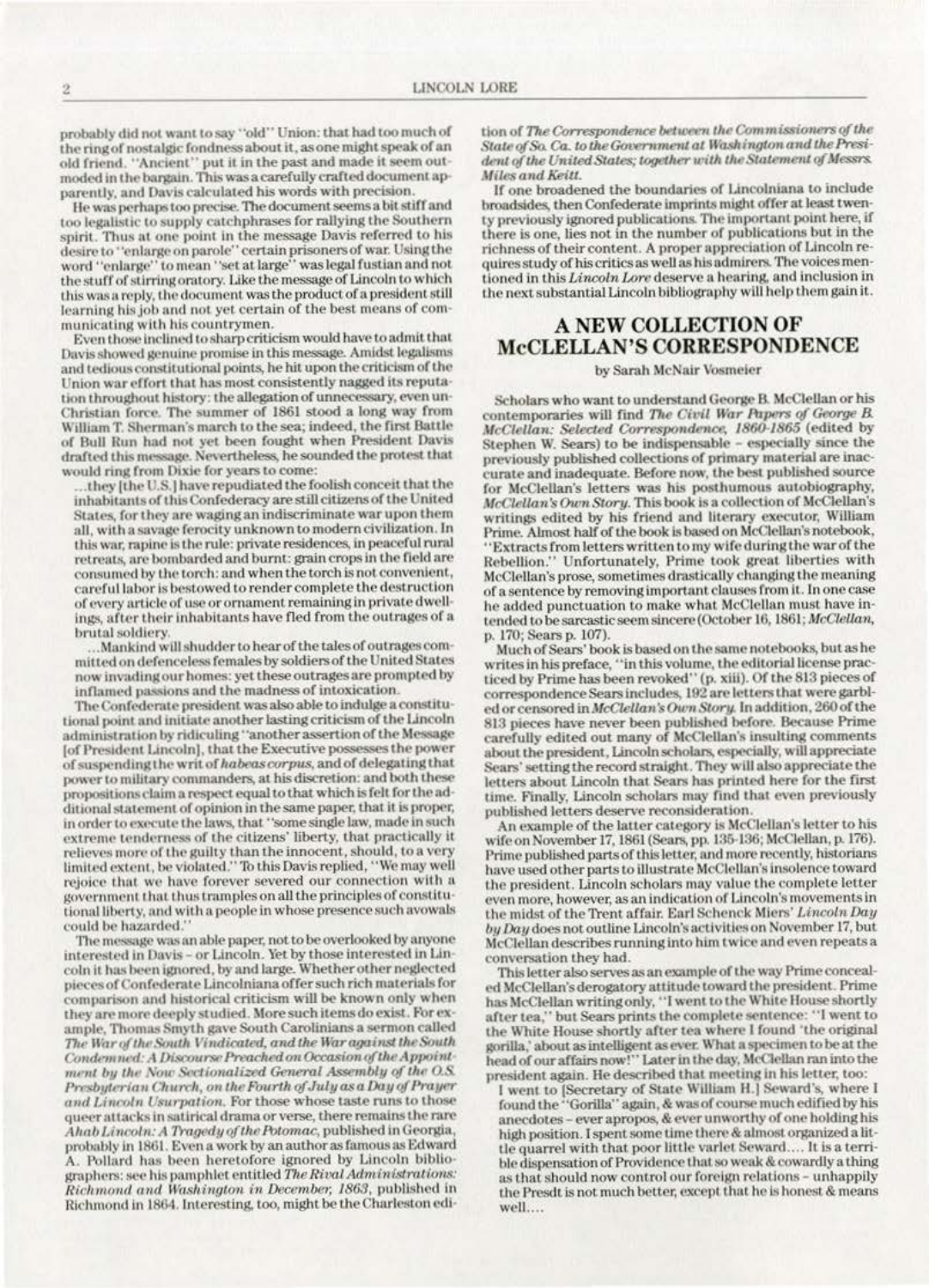probably did not want to say "old" Union: that had too much of the ring of nostalgic fondness about it, as one might speak of an old friend. "Ancient" put it in the past and made it seem outmoded in the bargain. This was a carefully crafted document apparently, and Davis calculated his words with precision.

He was perhaps too precise. The document seems a bit stiff and too legalistic to supply catchphrases for rallying the Southern spirit. Thus at one point in the message Davis referred to his desire to "enlarge on parole" certain prisoners of war. Using the word "enlarge" to mean "set at large" was legal fustian and not the stuff of stirring oratory. Like the message of Lincoln to which this was a reply, the document was the product of a president still learning his job and not yet certain of the best means of communicating with his countrymen.

Even those inclined to sharp criticism would have to admit that Davis showed genuine promise in this message. Amidst legalisms and tedious constitutional points, he hit upon the criticism of the Union war effort that has most consistently nagged its reputation throughout history: the allegation of unnecessary, even un-Christian force. The summer of 1861 stood a long way from William T. Sherman's march to the sea; indeed, the first Battle of Bull Run had not yet been fought when President Davis drafted this message. Nevertheless, he sounded the protest that would ring from Dixie for years to come:

> ...they [the U.S.] have repudiated the foolish conceit that the inhabitants of this Confederacy are still citizens of the United States, for they are waging an indiscriminate war upon them all, with a savage ferocity unknown to modern civilization. In this war, rapine is the rule: private residences, in peaceful rural retreats, are bombarded and burnt: grain crops in the field are consumed by the torch: and when the torch is not convenient, careful labor is bestowed to render complete the destruction of every article of use or ornament remaining in private dwellings, after their inhabitants have fled from the outrages of a brutal soldiery.
>
> ...Mankind will shudder to hear of the tales of outrages committed on defenceless females by soldiers of the United States now invading our homes: yet these outrages are prompted by inflamed passions and the madness of intoxication.

The Confederate president was also able to indulge a constitutional point and initiate another lasting criticism of the Lincoln administration by ridiculing "another assertion of the Message [of President Lincoln], that the Executive possesses the power of suspending the writ of *habeas corpus*, and of delegating that power to military commanders, at his discretion: and both these propositions claim a respect equal to that which is felt for the additional statement of opinion in the same paper, that it is proper, in order to execute the laws, that 'some single law, made in such extreme tenderness of the citizens' liberty, that practically it relieves more of the guilty than the innocent, should, to a very limited extent, be violated.'" To this Davis replied, "We may well rejoice that we have forever severed our connection with a government that thus tramples on all the principles of constitutional liberty, and with a people in whose presence such avowals could be hazarded."

The message was an able paper, not to be overlooked by anyone interested in Davis – or Lincoln. Yet by those interested in Lincoln it has been ignored, by and large. Whether other neglected pieces of Confederate Lincolniana offer such rich materials for comparison and historical criticism will be known only when they are more deeply studied. More such items do exist. For example, Thomas Smyth gave South Carolinians a sermon called *The War of the South Vindicated, and the War against the South Condemned: A Discourse Preached on Occasion of the Appointment by the Now Sectionalized General Assembly of the O.S. Presbyterian Church, on the Fourth of July as a Day of Prayer and Lincoln Usurpation.* For those whose taste runs to those queer attacks in satirical drama or verse, there remains the rare *Ahab Lincoln: A Tragedy of the Potomac*, published in Georgia, probably in 1861. Even a work by an author as famous as Edward A. Pollard has been heretofore ignored by Lincoln bibliographers: see his pamphlet entitled *The Rival Administrations: Richmond and Washington in December, 1863*, published in Richmond in 1864. Interesting, too, might be the Charleston edition of *The Correspondence between the Commissioners of the State of So. Ca. to the Government at Washington and the President of the United States; together with the Statement of Messrs. Miles and Keitt.*

If one broadened the boundaries of Lincolniana to include broadsides, then Confederate imprints might offer at least twenty previously ignored publications. The important point here, if there is one, lies not in the number of publications but in the richness of their content. A proper appreciation of Lincoln requires study of his critics as well as his admirers. The voices mentioned in this *Lincoln Lore* deserve a hearing, and inclusion in the next substantial Lincoln bibliography will help them gain it.

## A NEW COLLECTION OF McCLELLAN'S CORRESPONDENCE

by Sarah McNair Vosmeier

Scholars who want to understand George B. McClellan or his contemporaries will find *The Civil War Papers of George B. McClellan: Selected Correspondence, 1860-1865* (edited by Stephen W. Sears) to be indispensable – especially since the previously published collections of primary material are inaccurate and inadequate. Before now, the best published source for McClellan's letters was his posthumous autobiography, *McClellan's Own Story*. This book is a collection of McClellan's writings edited by his friend and literary executor, William Prime. Almost half of the book is based on McClellan's notebook, "Extracts from letters written to my wife during the war of the Rebellion." Unfortunately, Prime took great liberties with McClellan's prose, sometimes drastically changing the meaning of a sentence by removing important clauses from it. In one case he added punctuation to make what McClellan must have intended to be sarcastic seem sincere (October 16, 1861; *McClellan*, p. 170; Sears p. 107).

Much of Sears' book is based on the same notebooks, but as he writes in his preface, "in this volume, the editorial license practiced by Prime has been revoked" (p. xiii). Of the 813 pieces of correspondence Sears includes, 192 are letters that were garbled or censored in *McClellan's Own Story*. In addition, 260 of the 813 pieces have never been published before. Because Prime carefully edited out many of McClellan's insulting comments about the president, Lincoln scholars, especially, will appreciate Sears' setting the record straight. They will also appreciate the letters about Lincoln that Sears has printed here for the first time. Finally, Lincoln scholars may find that even previously published letters deserve reconsideration.

An example of the latter category is McClellan's letter to his wife on November 17, 1861 (Sears, pp. 135-136; McClellan, p. 176). Prime published parts of this letter, and more recently, historians have used other parts to illustrate McClellan's insolence toward the president. Lincoln scholars may value the complete letter even more, however, as an indication of Lincoln's movements in the midst of the Trent affair. Earl Schenck Miers' *Lincoln Day by Day* does not outline Lincoln's activities on November 17, but McClellan describes running into him twice and even repeats a conversation they had.

This letter also serves as an example of the way Prime concealed McClellan's derogatory attitude toward the president. Prime has McClellan writing only, "I went to the White House shortly after tea," but Sears prints the complete sentence: "I went to the White House shortly after tea where I found 'the original gorilla,' about as intelligent as ever. What a specimen to be at the head of our affairs now!" Later in the day, McClellan ran into the president again. He described that meeting in his letter, too:

> I went to [Secretary of State William H.] Seward's, where I found the "Gorilla" again, & was of course much edified by his anecdotes – ever apropos, & ever unworthy of one holding his high position. I spent some time there & almost organized a little quarrel with that poor little varlet Seward.... It is a terrible dispensation of Providence that so weak & cowardly a thing as that should now control our foreign relations – unhappily the Presdt is not much better, except that he is honest & means well....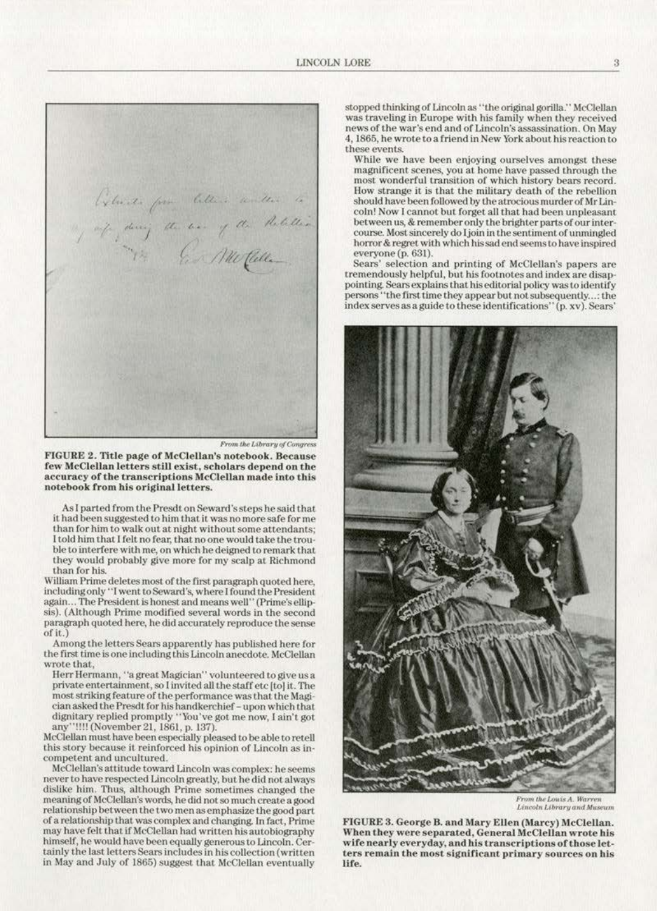From the Library of Congress

**FIGURE 2. Title page of McClellan's notebook. Because few McClellan letters still exist, scholars depend on the accuracy of the transcriptions McClellan made into this notebook from his original letters.**

As I parted from the Presdt on Seward's steps he said that it had been suggested to him that it was no more safe for me than for him to walk out at night without some attendants; I told him that I felt no fear, that no one would take the trouble to interfere with me, on which he deigned to remark that they would probably give more for my scalp at Richmond than for his.

William Prime deletes most of the first paragraph quoted here, including only "I went to Seward's, where I found the President again... The President is honest and means well" (Prime's ellipsis). (Although Prime modified several words in the second paragraph quoted here, he did accurately reproduce the sense of it.)

Among the letters Sears apparently has published here for the first time is one including this Lincoln anecdote. McClellan wrote that,

Herr Hermann, "a great Magician" volunteered to give us a private entertainment, so I invited all the staff etc [to] it. The most striking feature of the performance was that the Magician asked the Presdt for his handkerchief – upon which that dignitary replied promptly "You've got me now, I ain't got any"!!!! (November 21, 1861, p. 137).

McClellan must have been especially pleased to be able to retell this story because it reinforced his opinion of Lincoln as incompetent and uncultured.

McClellan's attitude toward Lincoln was complex: he seems never to have respected Lincoln greatly, but he did not always dislike him. Thus, although Prime sometimes changed the meaning of McClellan's words, he did not so much create a good relationship between the two men as emphasize the good part of a relationship that was complex and changing. In fact, Prime may have felt that if McClellan had written his autobiography himself, he would have been equally generous to Lincoln. Certainly the last letters Sears includes in his collection (written in May and July of 1865) suggest that McClellan eventually stopped thinking of Lincoln as "the original gorilla." McClellan was traveling in Europe with his family when they received news of the war's end and of Lincoln's assassination. On May 4, 1865, he wrote to a friend in New York about his reaction to these events.

While we have been enjoying ourselves amongst these magnificent scenes, you at home have passed through the most wonderful transition of which history bears record. How strange it is that the military death of the rebellion should have been followed by the atrocious murder of Mr Lincoln! Now I cannot but forget all that had been unpleasant between us, & remember only the brighter parts of our intercourse. Most sincerely do I join in the sentiment of unmingled horror & regret with which his sad end seems to have inspired everyone (p. 631).

Sears' selection and printing of McClellan's papers are tremendously helpful, but his footnotes and index are disappointing. Sears explains that his editorial policy was to identify persons "the first time they appear but not subsequently...: the index serves as a guide to these identifications" (p. xv). Sears'

From the Louis A. Warren Lincoln Library and Museum

**FIGURE 3. George B. and Mary Ellen (Marcy) McClellan. When they were separated, General McClellan wrote his wife nearly everyday, and his transcriptions of those letters remain the most significant primary sources on his life.**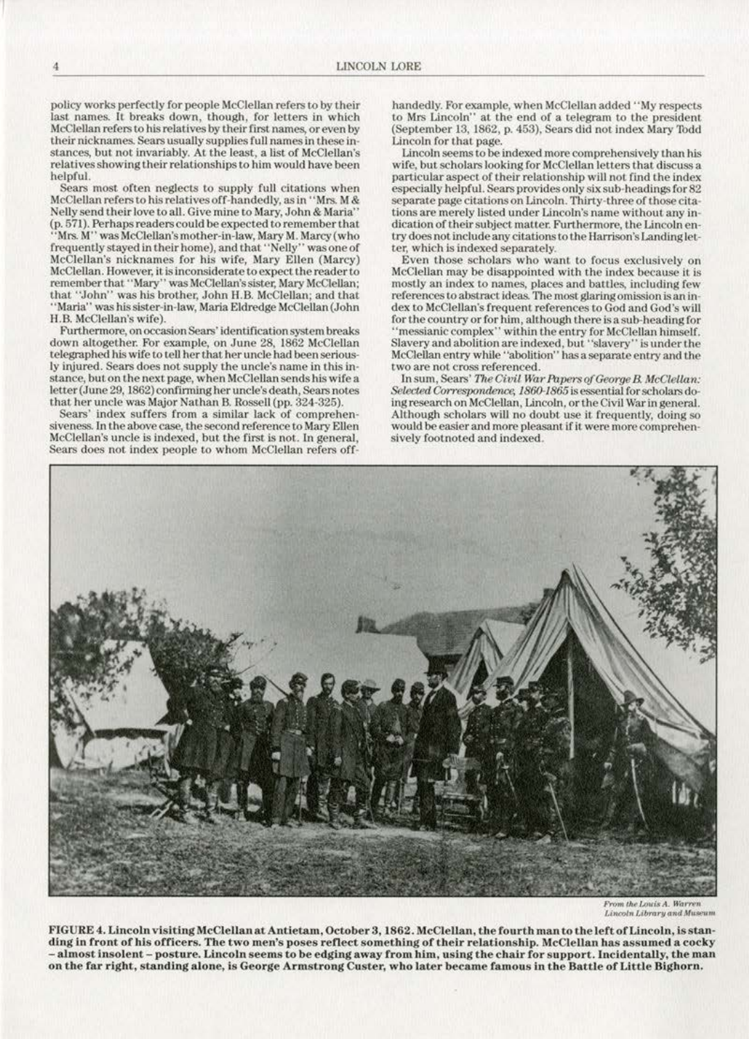policy works perfectly for people McClellan refers to by their last names. It breaks down, though, for letters in which McClellan refers to his relatives by their first names, or even by their nicknames. Sears usually supplies full names in these instances, but not invariably. At the least, a list of McClellan's relatives showing their relationships to him would have been helpful.

Sears most often neglects to supply full citations when McClellan refers to his relatives off-handedly, as in "Mrs. M & Nelly send their love to all. Give mine to Mary, John & Maria" (p. 571). Perhaps readers could be expected to remember that "Mrs. M" was McClellan's mother-in-law, Mary M. Marcy (who frequently stayed in their home), and that "Nelly" was one of McClellan's nicknames for his wife, Mary Ellen (Marcy) McClellan. However, it is inconsiderate to expect the reader to remember that "Mary" was McClellan's sister, Mary McClellan; that "John" was his brother, John H.B. McClellan; and that "Maria" was his sister-in-law, Maria Eldredge McClellan (John H.B. McClellan's wife).

Furthermore, on occasion Sears' identification system breaks down altogether. For example, on June 28, 1862 McClellan telegraphed his wife to tell her that her uncle had been seriously injured. Sears does not supply the uncle's name in this instance, but on the next page, when McClellan sends his wife a letter (June 29, 1862) confirming her uncle's death, Sears notes that her uncle was Major Nathan B. Rossell (pp. 324-325).

Sears' index suffers from a similar lack of comprehensiveness. In the above case, the second reference to Mary Ellen McClellan's uncle is indexed, but the first is not. In general, Sears does not index people to whom McClellan refers off-handedly. For example, when McClellan added "My respects to Mrs Lincoln" at the end of a telegram to the president (September 13, 1862, p. 453), Sears did not index Mary Todd Lincoln for that page.

Lincoln seems to be indexed more comprehensively than his wife, but scholars looking for McClellan letters that discuss a particular aspect of their relationship will not find the index especially helpful. Sears provides only six sub-headings for 82 separate page citations on Lincoln. Thirty-three of those citations are merely listed under Lincoln's name without any indication of their subject matter. Furthermore, the Lincoln entry does not include any citations to the Harrison's Landing letter, which is indexed separately.

Even those scholars who want to focus exclusively on McClellan may be disappointed with the index because it is mostly an index to names, places and battles, including few references to abstract ideas. The most glaring omission is an index to McClellan's frequent references to God and God's will for the country or for him, although there is a sub-heading for "messianic complex" within the entry for McClellan himself. Slavery and abolition are indexed, but "slavery" is under the McClellan entry while "abolition" has a separate entry and the two are not cross referenced.

In sum, Sears' *The Civil War Papers of George B. McClellan: Selected Correspondence, 1860-1865* is essential for scholars doing research on McClellan, Lincoln, or the Civil War in general. Although scholars will no doubt use it frequently, doing so would be easier and more pleasant if it were more comprehensively footnoted and indexed.

*From the Louis A. Warren Lincoln Library and Museum*

**FIGURE 4. Lincoln visiting McClellan at Antietam, October 3, 1862. McClellan, the fourth man to the left of Lincoln, is standing in front of his officers. The two men's poses reflect something of their relationship. McClellan has assumed a cocky – almost insolent – posture. Lincoln seems to be edging away from him, using the chair for support. Incidentally, the man on the far right, standing alone, is George Armstrong Custer, who later became famous in the Battle of Little Bighorn.**